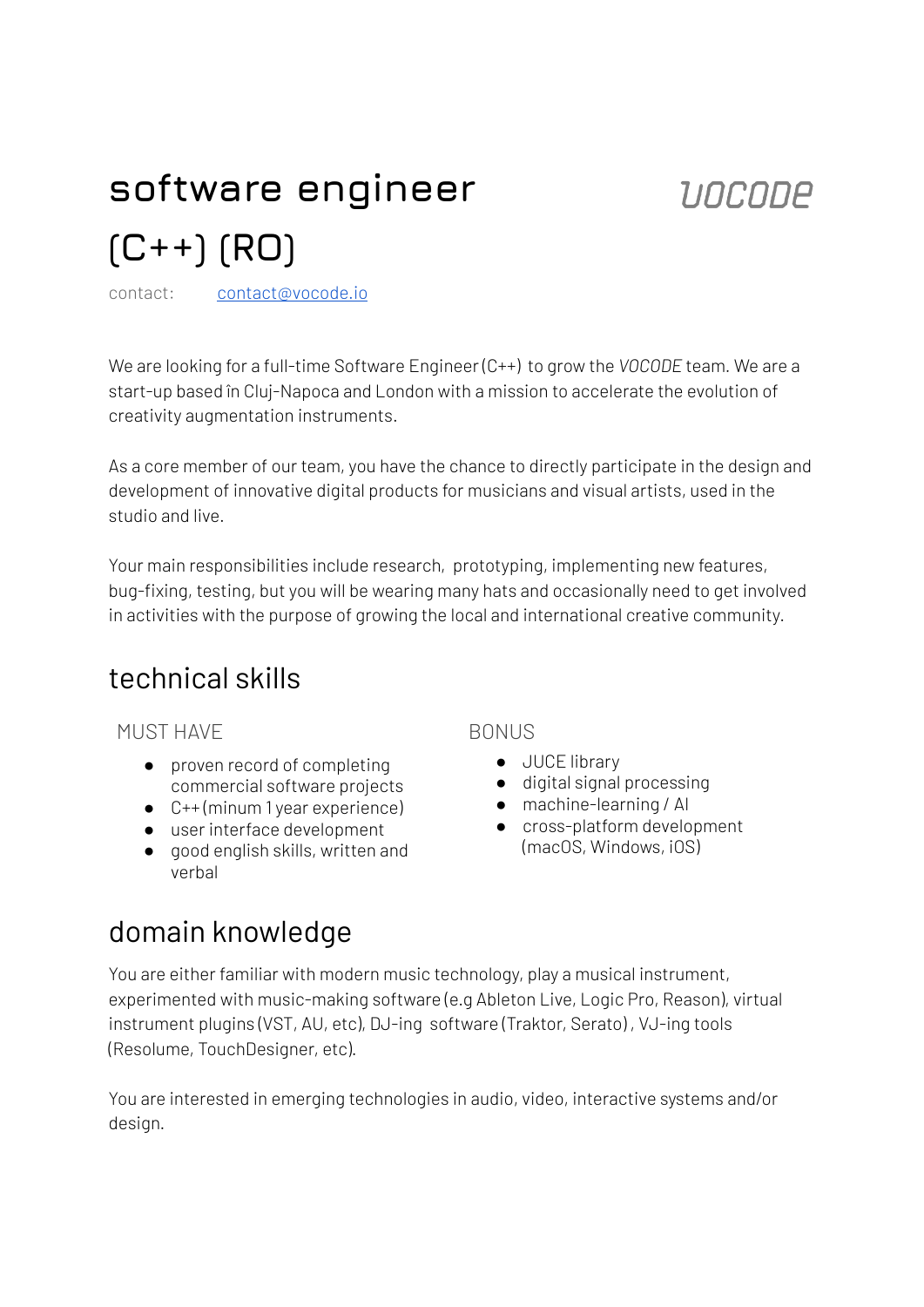# software engineer (C++) (RO)

VOCODE

contact: [contact@vocode.io](mailto:contact@vocode.io)

We are looking for a full-time Software Engineer (C++) to grow the *VOCODE* team. We are a start-up based în Cluj-Napoca and London with a mission to accelerate the evolution of creativity augmentation instruments.

As a core member of our team, you have the chance to directly participate in the design and development of innovative digital products for musicians and visual artists, used in the studio and live.

Your main responsibilities include research, prototyping, implementing new features, bug-fixing, testing, but you will be wearing many hats and occasionally need to get involved in activities with the purpose of growing the local and international creative community.

## technical skills

### MUST HAVE

- proven record of completing commercial software projects
- C++ (minum 1 year experience)
- user interface development
- good english skills, written and verbal

### BONUS

- JUCE library
- digital signal processing
- machine-learning / AI
- cross-platform development (macOS, Windows, iOS)

## domain knowledge

You are either familiar with modern music technology, play a musical instrument, experimented with music-making software (e.g Ableton Live, Logic Pro, Reason), virtual instrument plugins (VST, AU, etc), DJ-ing software (Traktor, Serato) , VJ-ing tools (Resolume, TouchDesigner, etc).

You are interested in emerging technologies in audio, video, interactive systems and/or design.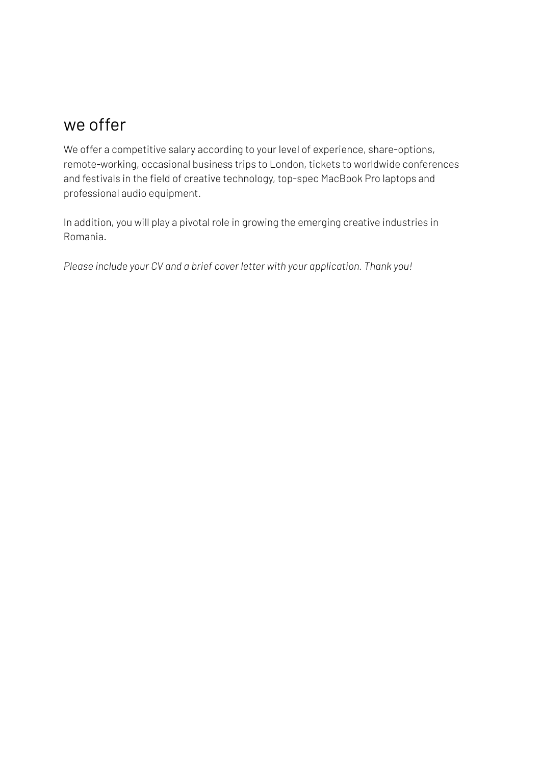## we offer

We offer a competitive salary according to your level of experience, share-options, remote-working, occasional business trips to London, tickets to worldwide conferences and festivals in the field of creative technology, top-spec MacBook Pro laptops and professional audio equipment.

In addition, you will play a pivotal role in growing the emerging creative industries in Romania.

*Please include your CV and a brief cover letter with your application. Thank you!*